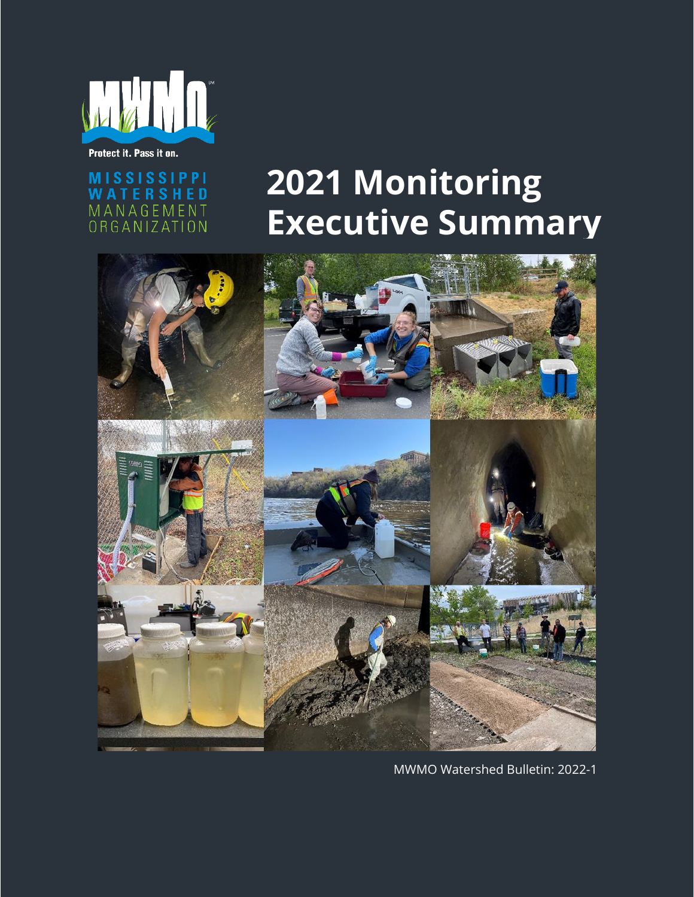Protect it. Pass it on.

MISSISSIPPI WATERSHED MANAGEMENT ORGANIZATION

# 2021 Monitoring Executive Summary

MWMO Watershed Bulletin: 2022-1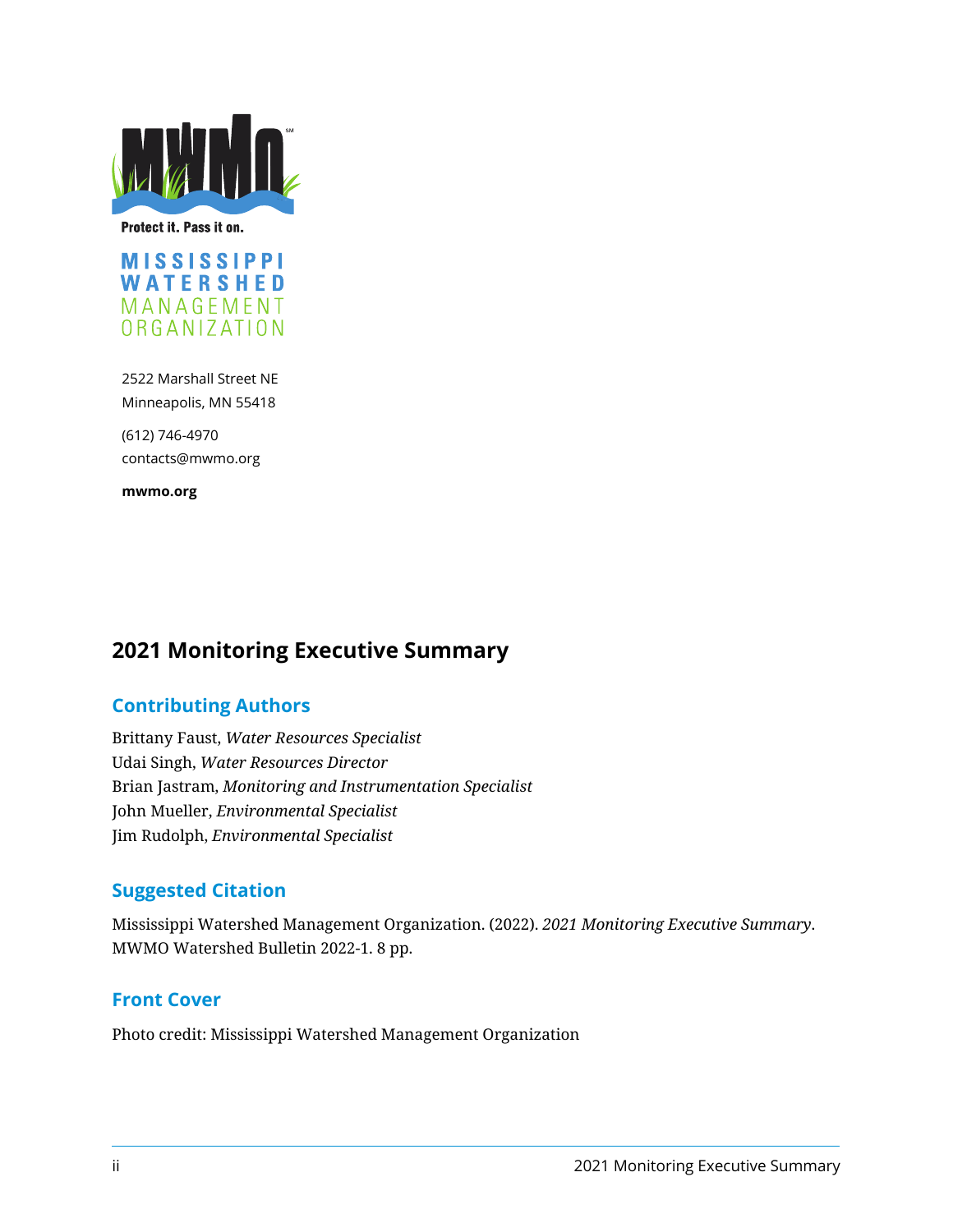Protect it. Pass it on.

MISSISSIPPI WATERSHED MANAGEMENT ORGANIZATION

2522 Marshall Street NE
Minneapolis, MN 55418

(612) 746-4970
contacts@mwmo.org

**mwmo.org**

# 2021 Monitoring Executive Summary

## Contributing Authors

Brittany Faust, *Water Resources Specialist*
Udai Singh, *Water Resources Director*
Brian Jastram, *Monitoring and Instrumentation Specialist*
John Mueller, *Environmental Specialist*
Jim Rudolph, *Environmental Specialist*

## Suggested Citation

Mississippi Watershed Management Organization. (2022). *2021 Monitoring Executive Summary*. MWMO Watershed Bulletin 2022-1. 8 pp.

## Front Cover

Photo credit: Mississippi Watershed Management Organization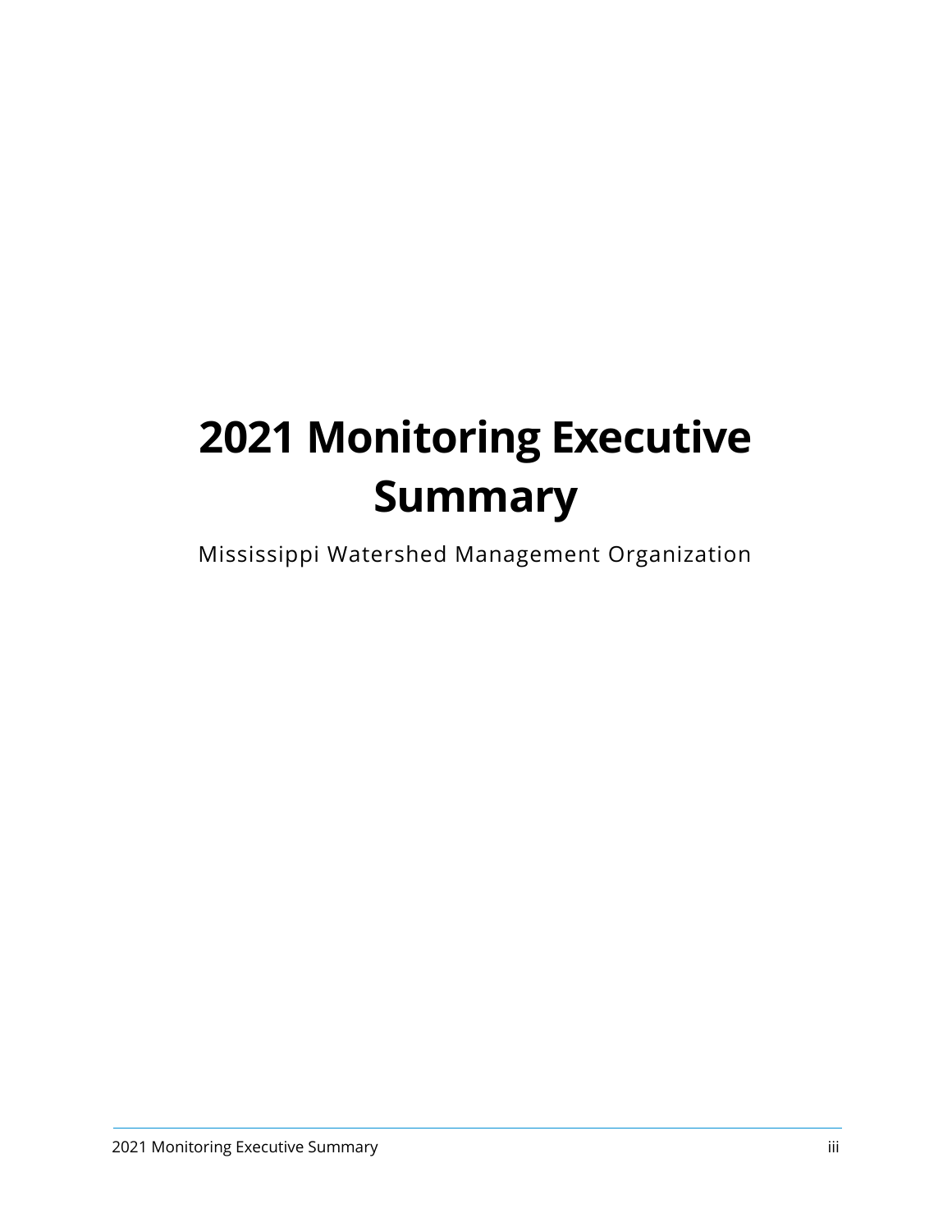# 2021 Monitoring Executive Summary

Mississippi Watershed Management Organization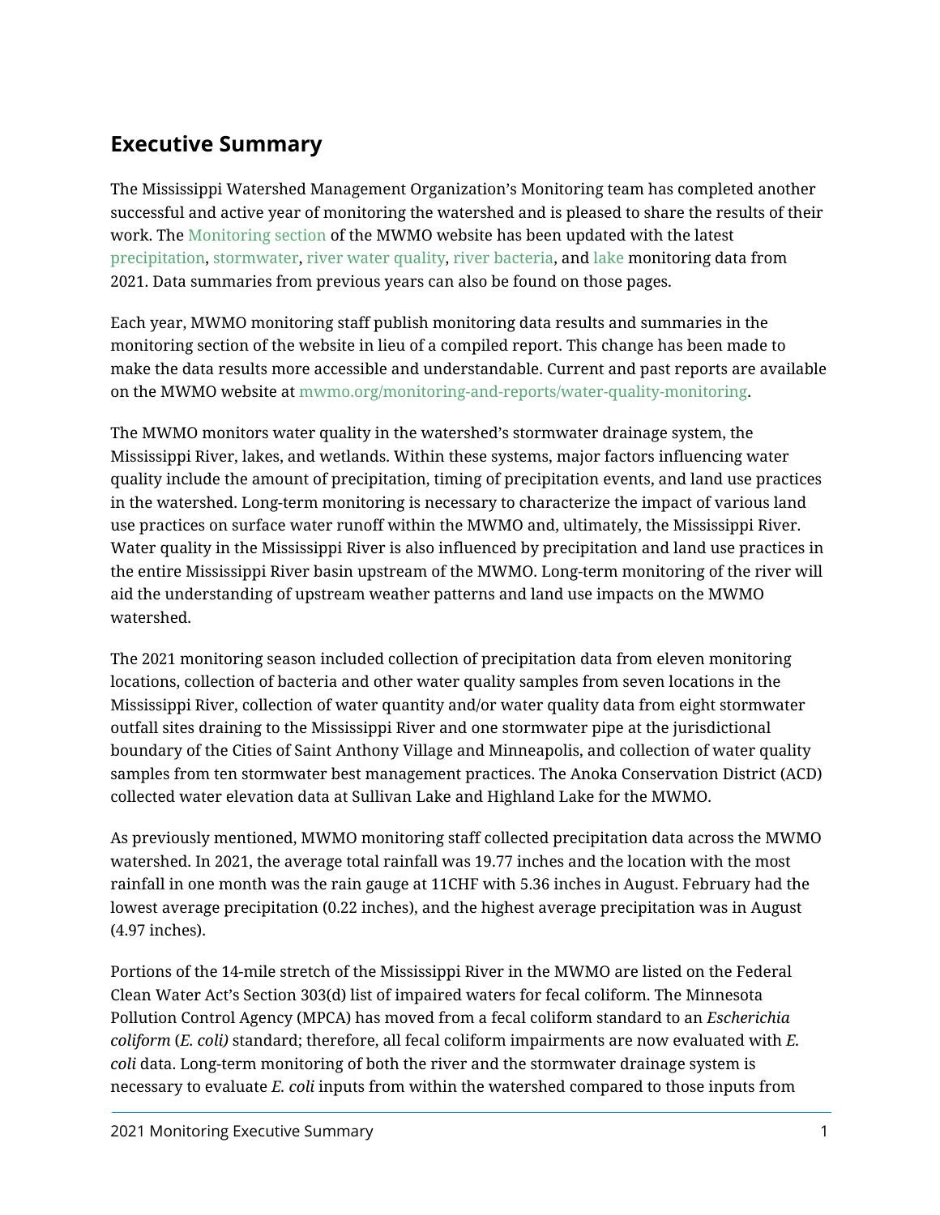## Executive Summary

The Mississippi Watershed Management Organization's Monitoring team has completed another successful and active year of monitoring the watershed and is pleased to share the results of their work. The Monitoring section of the MWMO website has been updated with the latest precipitation, stormwater, river water quality, river bacteria, and lake monitoring data from 2021. Data summaries from previous years can also be found on those pages.

Each year, MWMO monitoring staff publish monitoring data results and summaries in the monitoring section of the website in lieu of a compiled report. This change has been made to make the data results more accessible and understandable. Current and past reports are available on the MWMO website at mwmo.org/monitoring-and-reports/water-quality-monitoring.

The MWMO monitors water quality in the watershed's stormwater drainage system, the Mississippi River, lakes, and wetlands. Within these systems, major factors influencing water quality include the amount of precipitation, timing of precipitation events, and land use practices in the watershed. Long-term monitoring is necessary to characterize the impact of various land use practices on surface water runoff within the MWMO and, ultimately, the Mississippi River. Water quality in the Mississippi River is also influenced by precipitation and land use practices in the entire Mississippi River basin upstream of the MWMO. Long-term monitoring of the river will aid the understanding of upstream weather patterns and land use impacts on the MWMO watershed.

The 2021 monitoring season included collection of precipitation data from eleven monitoring locations, collection of bacteria and other water quality samples from seven locations in the Mississippi River, collection of water quantity and/or water quality data from eight stormwater outfall sites draining to the Mississippi River and one stormwater pipe at the jurisdictional boundary of the Cities of Saint Anthony Village and Minneapolis, and collection of water quality samples from ten stormwater best management practices. The Anoka Conservation District (ACD) collected water elevation data at Sullivan Lake and Highland Lake for the MWMO.

As previously mentioned, MWMO monitoring staff collected precipitation data across the MWMO watershed. In 2021, the average total rainfall was 19.77 inches and the location with the most rainfall in one month was the rain gauge at 11CHF with 5.36 inches in August. February had the lowest average precipitation (0.22 inches), and the highest average precipitation was in August (4.97 inches).

Portions of the 14-mile stretch of the Mississippi River in the MWMO are listed on the Federal Clean Water Act's Section 303(d) list of impaired waters for fecal coliform. The Minnesota Pollution Control Agency (MPCA) has moved from a fecal coliform standard to an *Escherichia coliform* (*E. coli)* standard; therefore, all fecal coliform impairments are now evaluated with *E. coli* data. Long-term monitoring of both the river and the stormwater drainage system is necessary to evaluate *E. coli* inputs from within the watershed compared to those inputs from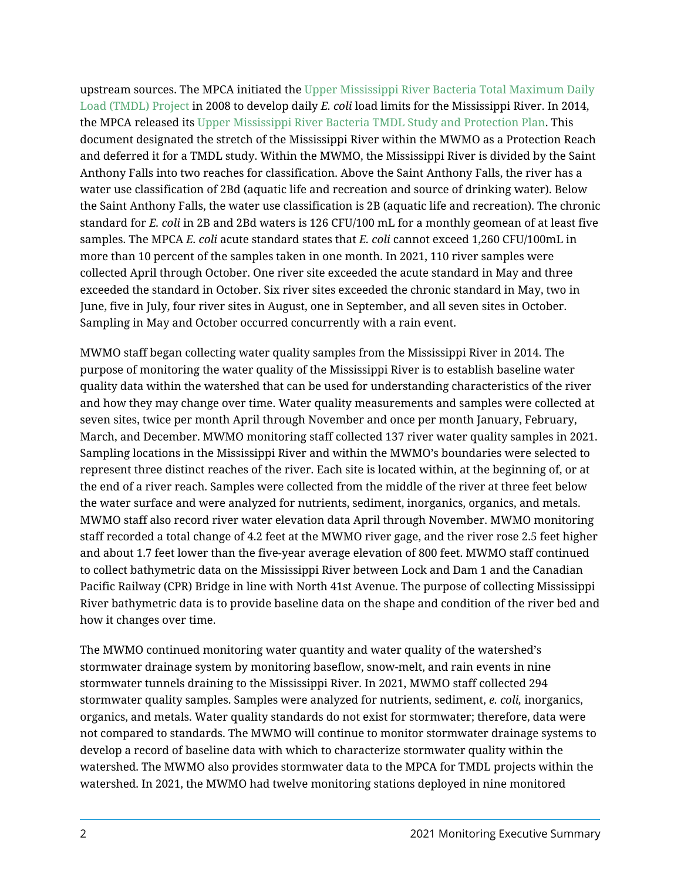upstream sources. The MPCA initiated the Upper Mississippi River Bacteria Total Maximum Daily Load (TMDL) Project in 2008 to develop daily *E. coli* load limits for the Mississippi River. In 2014, the MPCA released its Upper Mississippi River Bacteria TMDL Study and Protection Plan. This document designated the stretch of the Mississippi River within the MWMO as a Protection Reach and deferred it for a TMDL study. Within the MWMO, the Mississippi River is divided by the Saint Anthony Falls into two reaches for classification. Above the Saint Anthony Falls, the river has a water use classification of 2Bd (aquatic life and recreation and source of drinking water). Below the Saint Anthony Falls, the water use classification is 2B (aquatic life and recreation). The chronic standard for *E. coli* in 2B and 2Bd waters is 126 CFU/100 mL for a monthly geomean of at least five samples. The MPCA *E. coli* acute standard states that *E. coli* cannot exceed 1,260 CFU/100mL in more than 10 percent of the samples taken in one month. In 2021, 110 river samples were collected April through October. One river site exceeded the acute standard in May and three exceeded the standard in October. Six river sites exceeded the chronic standard in May, two in June, five in July, four river sites in August, one in September, and all seven sites in October. Sampling in May and October occurred concurrently with a rain event.

MWMO staff began collecting water quality samples from the Mississippi River in 2014. The purpose of monitoring the water quality of the Mississippi River is to establish baseline water quality data within the watershed that can be used for understanding characteristics of the river and how they may change over time. Water quality measurements and samples were collected at seven sites, twice per month April through November and once per month January, February, March, and December. MWMO monitoring staff collected 137 river water quality samples in 2021. Sampling locations in the Mississippi River and within the MWMO's boundaries were selected to represent three distinct reaches of the river. Each site is located within, at the beginning of, or at the end of a river reach. Samples were collected from the middle of the river at three feet below the water surface and were analyzed for nutrients, sediment, inorganics, organics, and metals. MWMO staff also record river water elevation data April through November. MWMO monitoring staff recorded a total change of 4.2 feet at the MWMO river gage, and the river rose 2.5 feet higher and about 1.7 feet lower than the five-year average elevation of 800 feet. MWMO staff continued to collect bathymetric data on the Mississippi River between Lock and Dam 1 and the Canadian Pacific Railway (CPR) Bridge in line with North 41st Avenue. The purpose of collecting Mississippi River bathymetric data is to provide baseline data on the shape and condition of the river bed and how it changes over time.

The MWMO continued monitoring water quantity and water quality of the watershed's stormwater drainage system by monitoring baseflow, snow-melt, and rain events in nine stormwater tunnels draining to the Mississippi River. In 2021, MWMO staff collected 294 stormwater quality samples. Samples were analyzed for nutrients, sediment, *e. coli,* inorganics, organics, and metals. Water quality standards do not exist for stormwater; therefore, data were not compared to standards. The MWMO will continue to monitor stormwater drainage systems to develop a record of baseline data with which to characterize stormwater quality within the watershed. The MWMO also provides stormwater data to the MPCA for TMDL projects within the watershed. In 2021, the MWMO had twelve monitoring stations deployed in nine monitored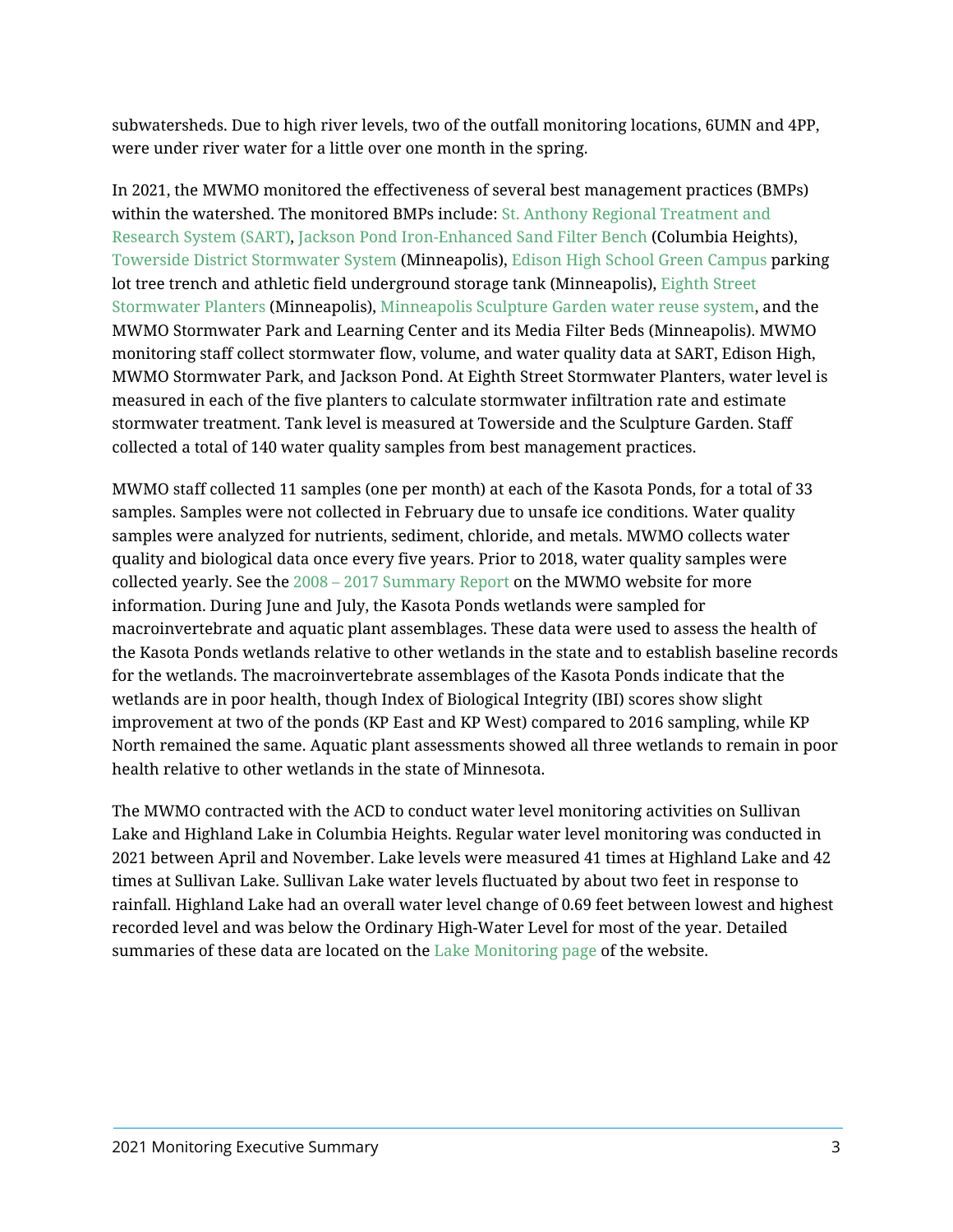subwatersheds. Due to high river levels, two of the outfall monitoring locations, 6UMN and 4PP, were under river water for a little over one month in the spring.

In 2021, the MWMO monitored the effectiveness of several best management practices (BMPs) within the watershed. The monitored BMPs include: St. Anthony Regional Treatment and Research System (SART), Jackson Pond Iron-Enhanced Sand Filter Bench (Columbia Heights), Towerside District Stormwater System (Minneapolis), Edison High School Green Campus parking lot tree trench and athletic field underground storage tank (Minneapolis), Eighth Street Stormwater Planters (Minneapolis), Minneapolis Sculpture Garden water reuse system, and the MWMO Stormwater Park and Learning Center and its Media Filter Beds (Minneapolis). MWMO monitoring staff collect stormwater flow, volume, and water quality data at SART, Edison High, MWMO Stormwater Park, and Jackson Pond. At Eighth Street Stormwater Planters, water level is measured in each of the five planters to calculate stormwater infiltration rate and estimate stormwater treatment. Tank level is measured at Towerside and the Sculpture Garden. Staff collected a total of 140 water quality samples from best management practices.

MWMO staff collected 11 samples (one per month) at each of the Kasota Ponds, for a total of 33 samples. Samples were not collected in February due to unsafe ice conditions. Water quality samples were analyzed for nutrients, sediment, chloride, and metals. MWMO collects water quality and biological data once every five years. Prior to 2018, water quality samples were collected yearly. See the 2008 – 2017 Summary Report on the MWMO website for more information. During June and July, the Kasota Ponds wetlands were sampled for macroinvertebrate and aquatic plant assemblages. These data were used to assess the health of the Kasota Ponds wetlands relative to other wetlands in the state and to establish baseline records for the wetlands. The macroinvertebrate assemblages of the Kasota Ponds indicate that the wetlands are in poor health, though Index of Biological Integrity (IBI) scores show slight improvement at two of the ponds (KP East and KP West) compared to 2016 sampling, while KP North remained the same. Aquatic plant assessments showed all three wetlands to remain in poor health relative to other wetlands in the state of Minnesota.

The MWMO contracted with the ACD to conduct water level monitoring activities on Sullivan Lake and Highland Lake in Columbia Heights. Regular water level monitoring was conducted in 2021 between April and November. Lake levels were measured 41 times at Highland Lake and 42 times at Sullivan Lake. Sullivan Lake water levels fluctuated by about two feet in response to rainfall. Highland Lake had an overall water level change of 0.69 feet between lowest and highest recorded level and was below the Ordinary High-Water Level for most of the year. Detailed summaries of these data are located on the Lake Monitoring page of the website.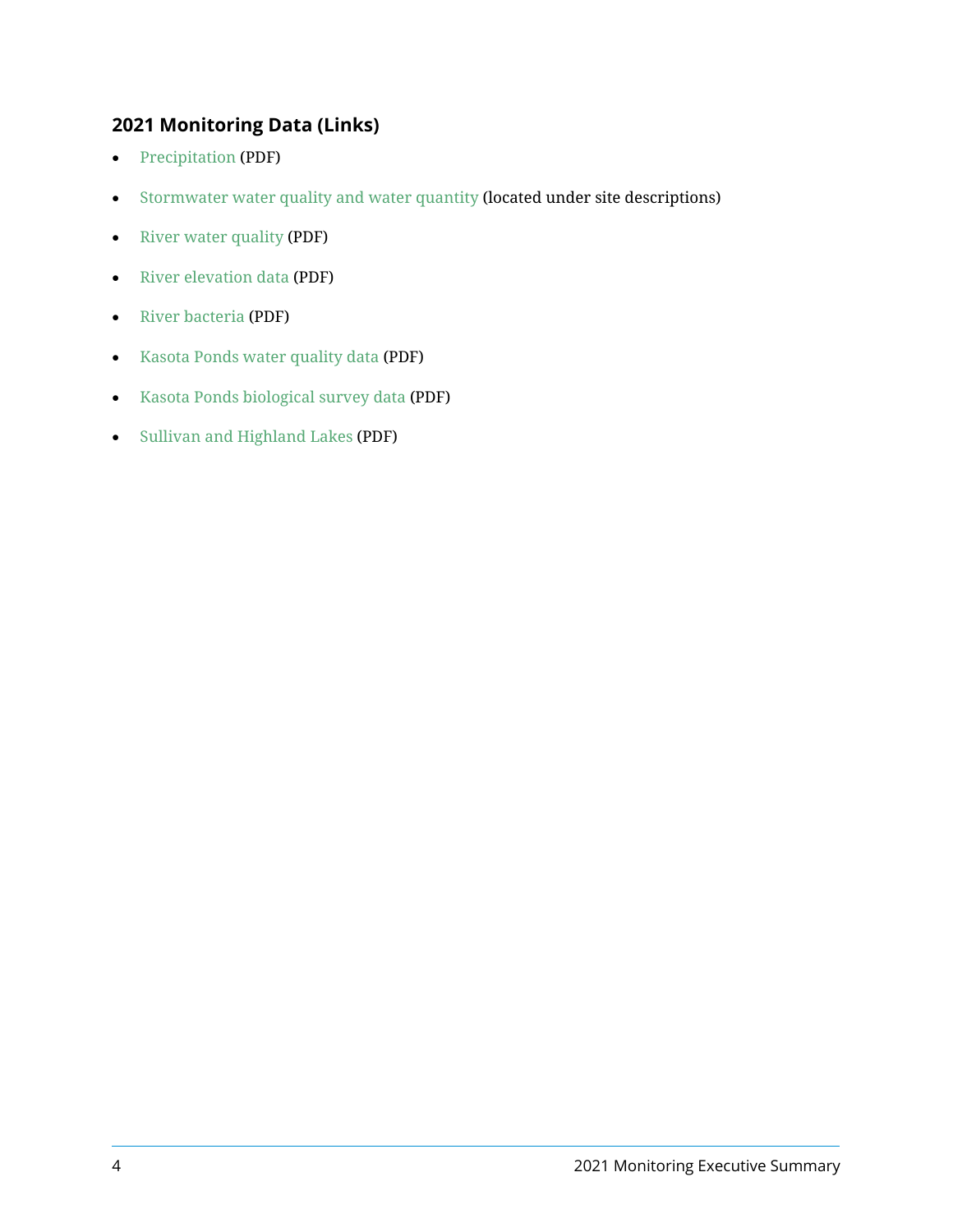## 2021 Monitoring Data (Links)

- Precipitation (PDF)
- Stormwater water quality and water quantity (located under site descriptions)
- River water quality (PDF)
- River elevation data (PDF)
- River bacteria (PDF)
- Kasota Ponds water quality data (PDF)
- Kasota Ponds biological survey data (PDF)
- Sullivan and Highland Lakes (PDF)